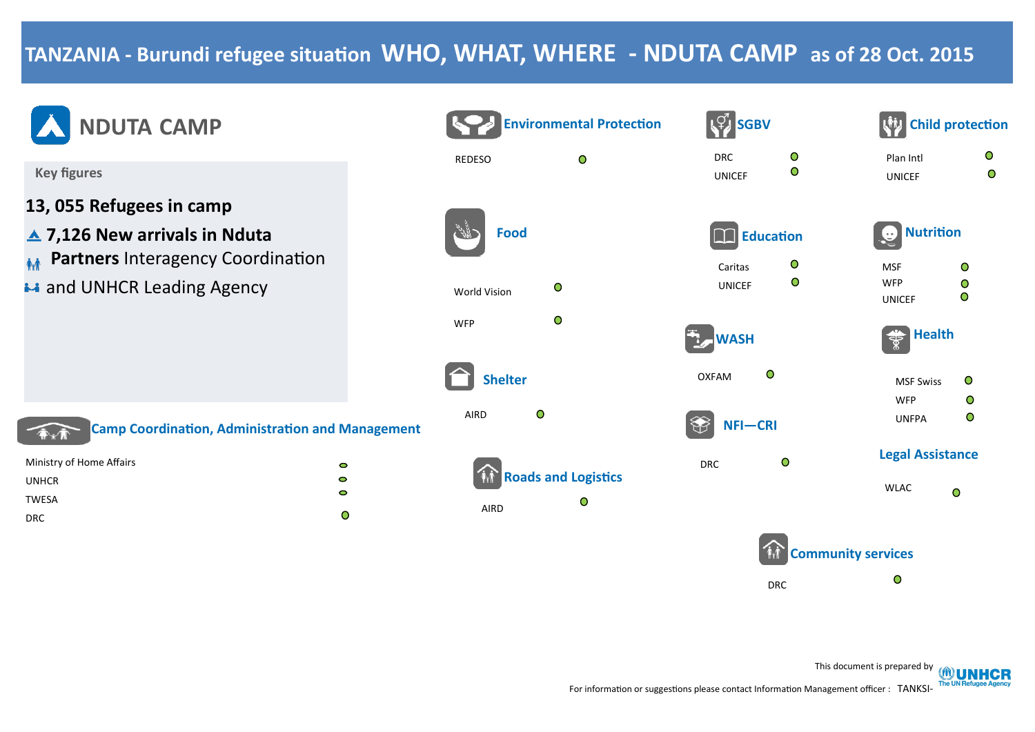# TANZANIA - Burundi refugee situation WHO, WHAT, WHERE - NDUTA CAMP as of 28 Oct. 2015

## NDUTA CAMP

**Key figures**

**13, 055 Refugees in camp**

**7,126 New arrivals in Nduta**

**Partners** Interagency Coordination

and UNHCR Leading Agency

### Camp Coordination, Administration and Management

- Ministry of Home Affairs
- UNHCR
- TWESA
- DRC

### Environmental Protection

- REDESO

### Food

- World Vision
- WFP

### Shelter

- AIRD

### Roads and Logistics

- AIRD

### SGBV

- DRC
- UNICEF

### Education

- Caritas
- UNICEF

### WASH

- OXFAM

### NFI—CRI

- DRC

### Community services

- DRC

### Child protection

- Plan Intl
- UNICEF

### Nutrition

- MSF
- WFP
- UNICEF

### Health

- MSF Swiss
- WFP
- UNFPA

### Legal Assistance

- WLAC

This document is prepared by UNHCR The UN Refugee Agency

For information or suggestions please contact Information Management officer : TANKSI-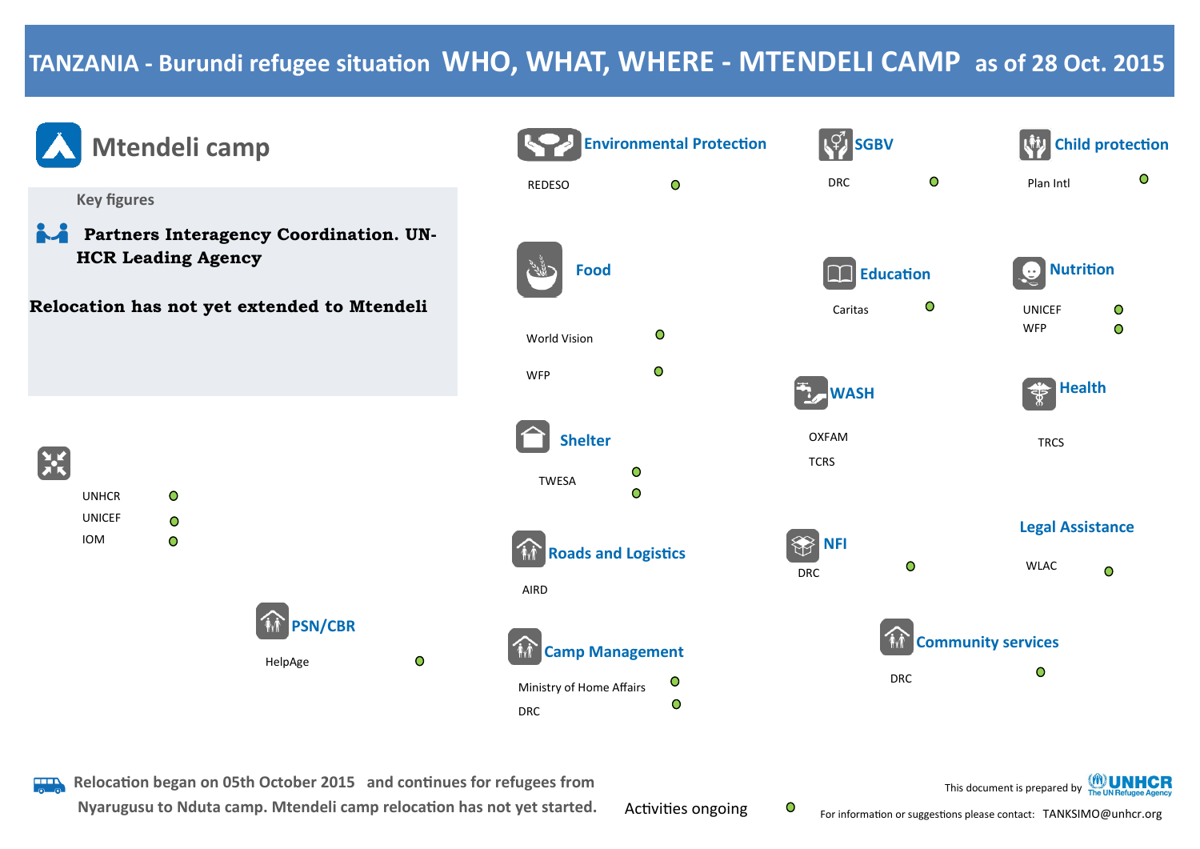# TANZANIA - Burundi refugee situation WHO, WHAT, WHERE - MTENDELI CAMP as of 28 Oct. 2015

## Mtendeli camp

**Key figures**

**Partners Interagency Coordination. UNHCR Leading Agency**

**Relocation has not yet extended to Mtendeli**

UNHCR
UNICEF
IOM

### Environmental Protection

REDESO

### SGBV

DRC

### Child protection

Plan Intl

### Food

World Vision

WFP

### Education

Caritas

### Nutrition

UNICEF
WFP

### Shelter

TWESA

### WASH

OXFAM
TCRS

### Health

TRCS

### Roads and Logistics

AIRD

### NFI

DRC

### Legal Assistance

WLAC

### PSN/CBR

HelpAge

### Camp Management

Ministry of Home Affairs
DRC

### Community services

DRC

Relocation began on 05th October 2015 and continues for refugees from Nyarugusu to Nduta camp. Mtendeli camp relocation has not yet started.

Activities ongoing

This document is prepared by UNHCR The UN Refugee Agency

For information or suggestions please contact: TANKSIMO@unhcr.org